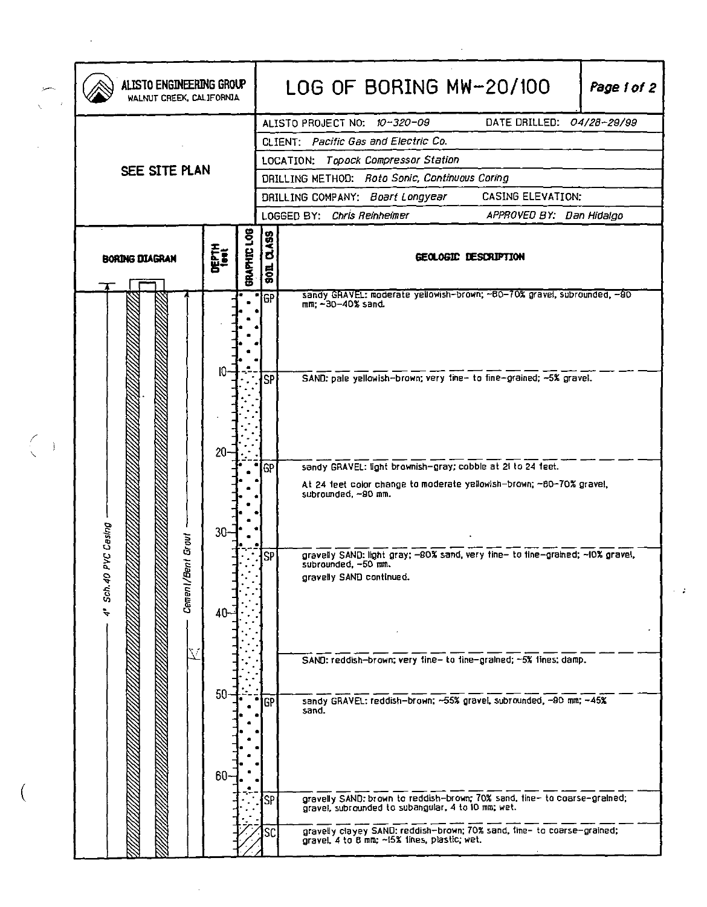# ALISTO ENGINEERING GROUP
WALNUT CREEK, CALIFORNIA

# LOG OF BORING MW-20/100

SEE SITE PLAN

ALISTO PROJECT NO: *10-320-09*  DATE DRILLED: *04/28-29/99*

CLIENT: *Pacific Gas and Electric Co.*

LOCATION: *Topock Compressor Station*

DRILLING METHOD: *Roto Sonic, Continuous Coring*

DRILLING COMPANY: *Boart Longyear*  CASING ELEVATION:

LOGGED BY: *Chris Reinheimer*  APPROVED BY: *Dan Hidalgo*

BORING DIAGRAM: 4" Sch.40 PVC Casing; Cement/Bent Grout

| DEPTH feet | SOIL CLASS | GEOLOGIC DESCRIPTION |
|---|---|---|
| 0 | GP | sandy GRAVEL: moderate yellowish-brown; ~60-70% gravel, subrounded, ~80 mm; ~30-40% sand. |
| 10 | SP | SAND: pale yellowish-brown; very fine- to fine-grained; ~5% gravel. |
| 20 | GP | sandy GRAVEL: light brownish-gray; cobble at 21 to 24 feet. At 24 feet color change to moderate yellowish-brown; ~60-70% gravel, subrounded, ~80 mm. |
| 30 | SP | gravelly SAND: light gray; ~80% sand, very fine- to fine-grained; ~10% gravel, subrounded, ~50 mm. gravelly SAND continued. |
| | | SAND: reddish-brown; very fine- to fine-grained; ~5% fines; damp. |
| 50 | GP | sandy GRAVEL: reddish-brown; ~55% gravel, subrounded, ~80 mm; ~45% sand. |
| | SP | gravelly SAND: brown to reddish-brown; 70% sand, fine- to coarse-grained; gravel, subrounded to subangular, 4 to 10 mm; wet. |
| | SC | gravelly clayey SAND: reddish-brown; 70% sand, fine- to coarse-grained; gravel, 4 to 8 mm; ~15% fines, plastic; wet. |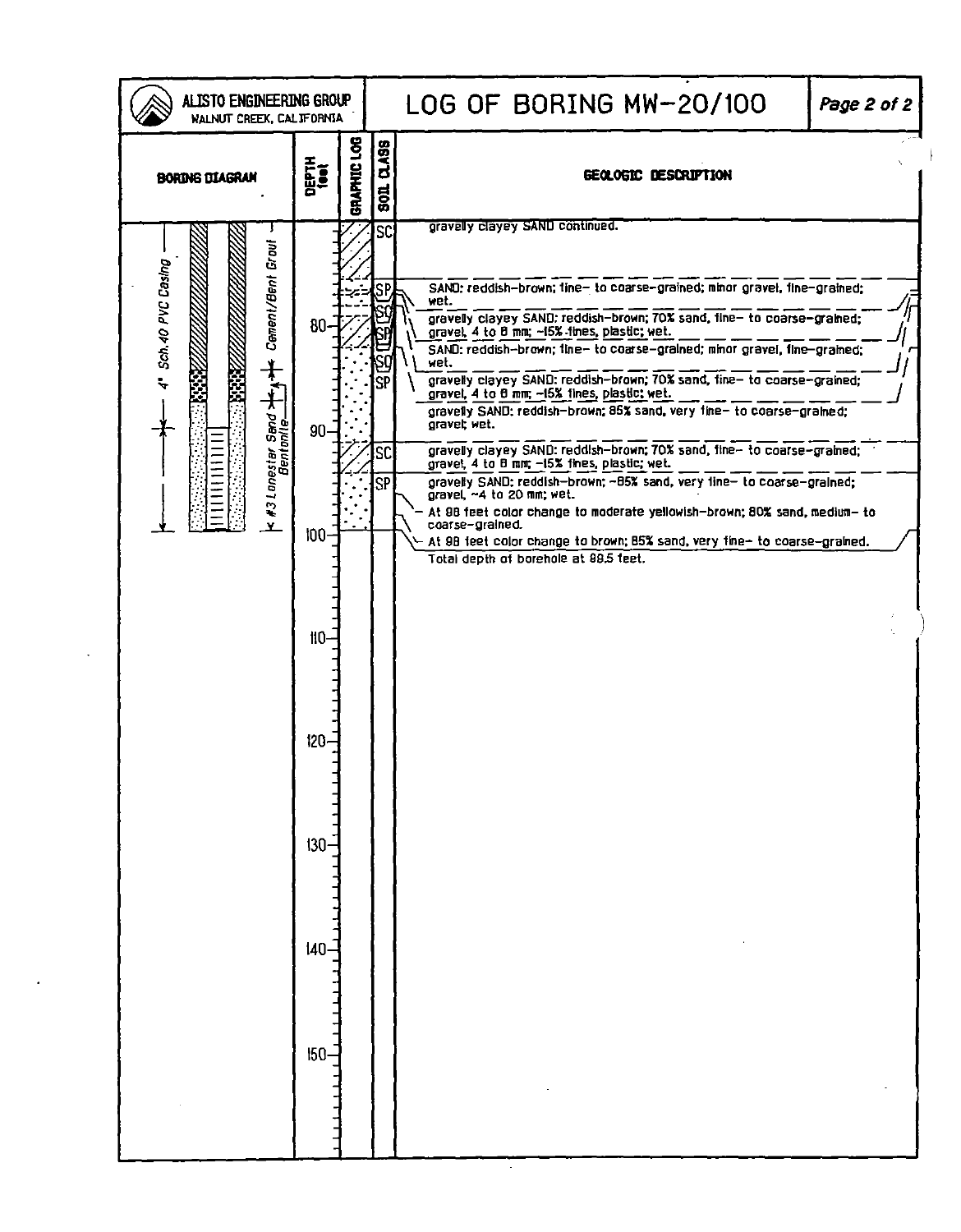# LOG OF BORING MW-20/100

ALISTO ENGINEERING GROUP
WALNUT CREEK, CALIFORNIA

| BORING DIAGRAM | DEPTH feet | GRAPHIC LOG | SOIL CLASS | GEOLOGIC DESCRIPTION |
|---|---|---|---|---|
| | | | SC | gravelly clayey SAND continued. |
| | | | SP | SAND: reddish-brown; fine- to coarse-grained; minor gravel, fine-grained; wet. |
| | 80 | | SC | gravelly clayey SAND: reddish-brown; 70% sand, fine- to coarse-grained; gravel, 4 to 8 mm; ~15% fines, plastic; wet. |
| | | | SP | SAND: reddish-brown; fine- to coarse-grained; minor gravel, fine-grained; wet. |
| | | | SC | gravelly clayey SAND: reddish-brown; 70% sand, fine- to coarse-grained; gravel, 4 to 8 mm; ~15% fines, plastic; wet. |
| | | | SP | gravelly SAND: reddish-brown; 85% sand, very fine- to coarse-grained; gravel; wet. |
| | 90 | | SC | gravelly clayey SAND: reddish-brown; 70% sand, fine- to coarse-grained; gravel, 4 to 8 mm; ~15% fines, plastic; wet. |
| | | | SP | gravelly SAND: reddish-brown; ~85% sand, very fine- to coarse-grained; gravel, ~4 to 20 mm; wet. |
| | | | | At 98 feet color change to moderate yellowish-brown; 80% sand, medium- to coarse-grained. |
| | 100 | | | At 98 feet color change to brown; 85% sand, very fine- to coarse-grained. |
| | | | | Total depth of borehole at 99.5 feet. |
| | 110 | | | |
| | 120 | | | |
| | 130 | | | |
| | 140 | | | |
| | 150 | | | |

Boring diagram labels: 4" Sch.40 PVC Casing; Cement/Bent Grout; Bentonite; #3 Lonestar Sand